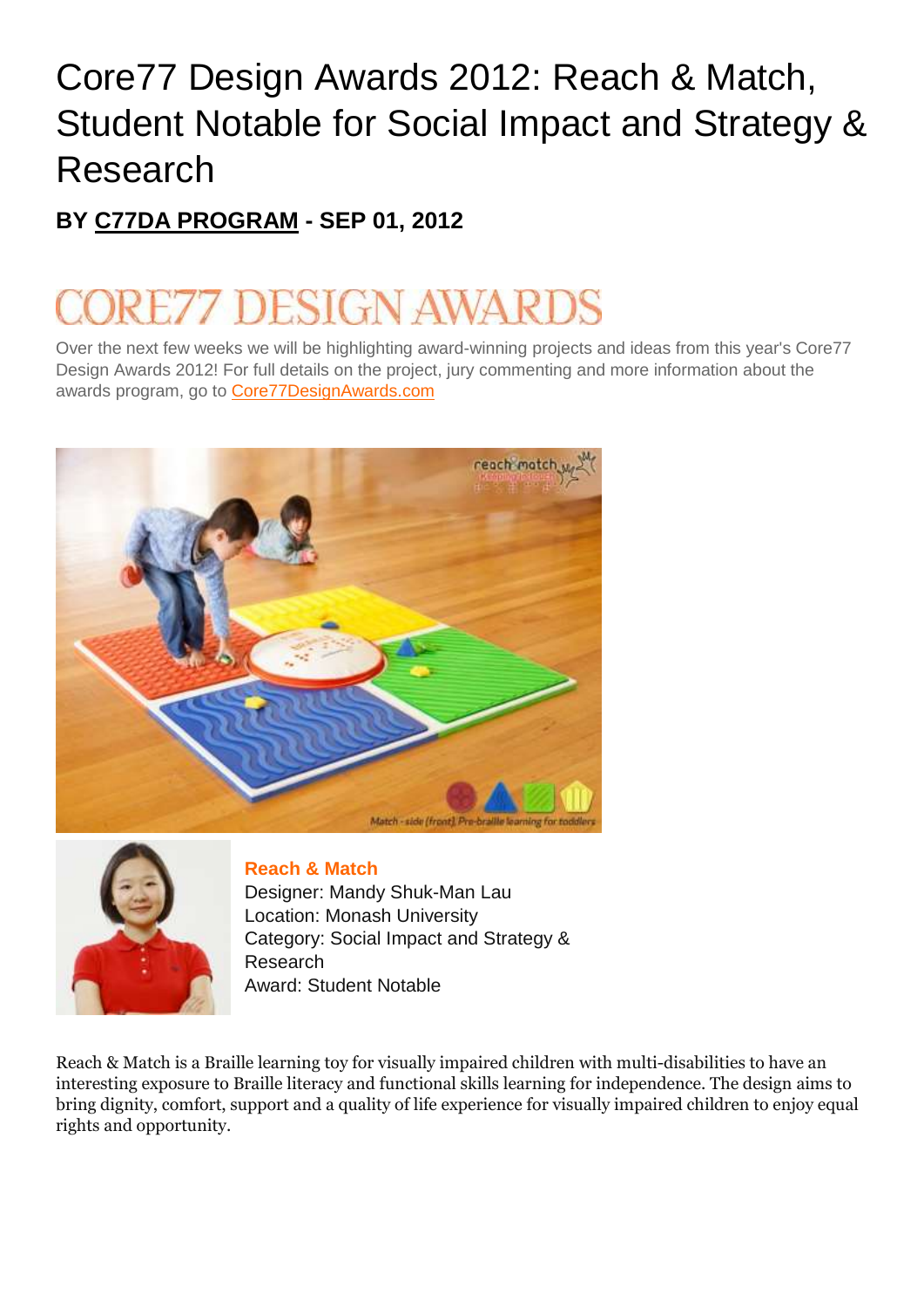# Core77 Design Awards 2012: Reach & Match, Student Notable for Social Impact and Strategy & Research

**BY C77DA PROGRAM - SEP 01, 2012**

CORE77 DESIGN AWARDS

Over the next few weeks we will be highlighting award-winning projects and ideas from this year's Core77 Design Awards 2012! For full details on the project, jury commenting and more information about the awards program, go to Core77DesignAwards.com

**Reach & Match**
Designer: Mandy Shuk-Man Lau
Location: Monash University
Category: Social Impact and Strategy & Research
Award: Student Notable

Reach & Match is a Braille learning toy for visually impaired children with multi-disabilities to have an interesting exposure to Braille literacy and functional skills learning for independence. The design aims to bring dignity, comfort, support and a quality of life experience for visually impaired children to enjoy equal rights and opportunity.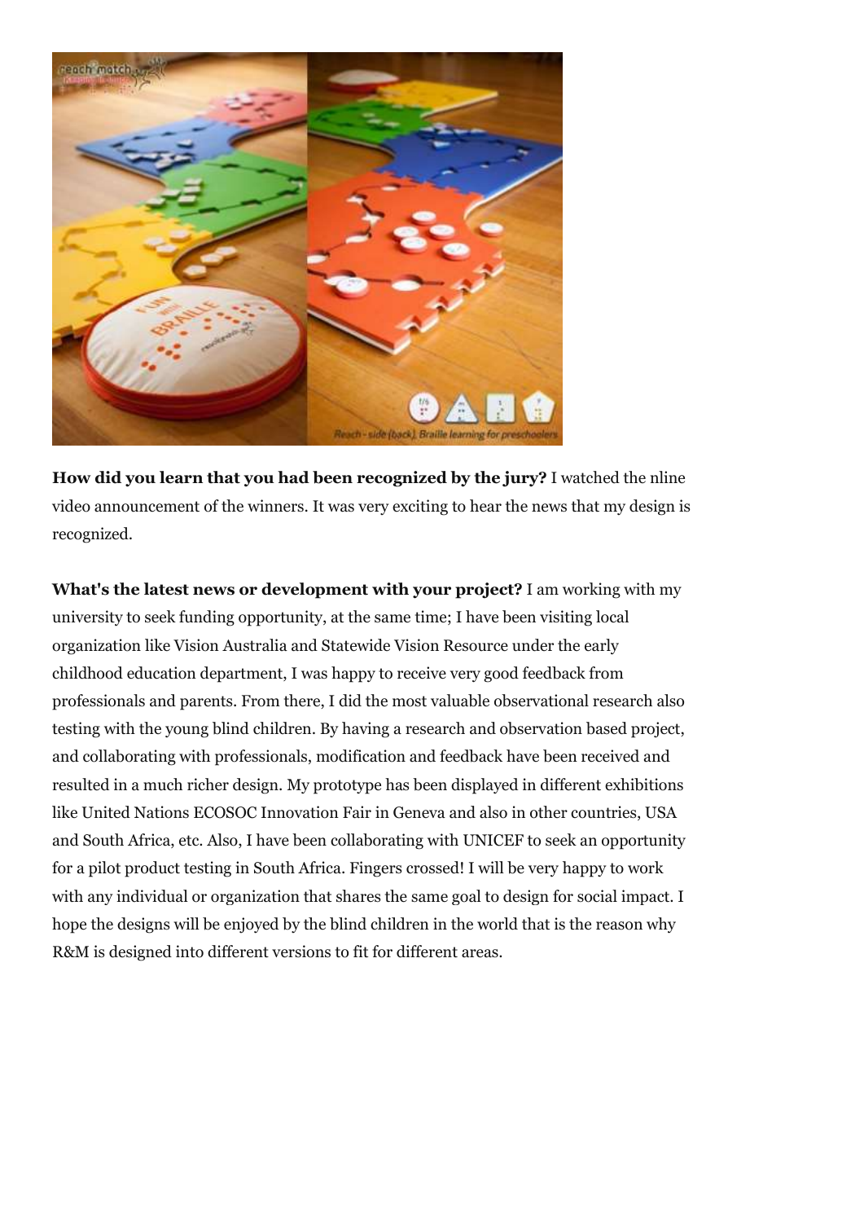**How did you learn that you had been recognized by the jury?** I watched the nline video announcement of the winners. It was very exciting to hear the news that my design is recognized.

**What's the latest news or development with your project?** I am working with my university to seek funding opportunity, at the same time; I have been visiting local organization like Vision Australia and Statewide Vision Resource under the early childhood education department, I was happy to receive very good feedback from professionals and parents. From there, I did the most valuable observational research also testing with the young blind children. By having a research and observation based project, and collaborating with professionals, modification and feedback have been received and resulted in a much richer design. My prototype has been displayed in different exhibitions like United Nations ECOSOC Innovation Fair in Geneva and also in other countries, USA and South Africa, etc. Also, I have been collaborating with UNICEF to seek an opportunity for a pilot product testing in South Africa. Fingers crossed! I will be very happy to work with any individual or organization that shares the same goal to design for social impact. I hope the designs will be enjoyed by the blind children in the world that is the reason why R&M is designed into different versions to fit for different areas.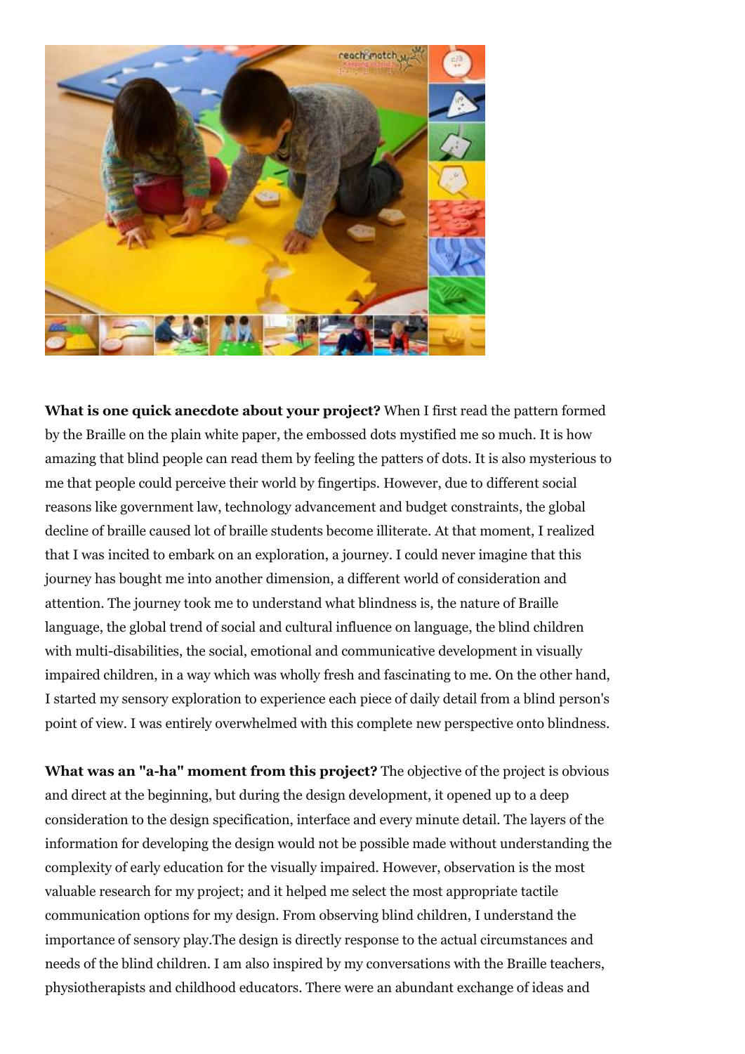**What is one quick anecdote about your project?** When I first read the pattern formed by the Braille on the plain white paper, the embossed dots mystified me so much. It is how amazing that blind people can read them by feeling the patters of dots. It is also mysterious to me that people could perceive their world by fingertips. However, due to different social reasons like government law, technology advancement and budget constraints, the global decline of braille caused lot of braille students become illiterate. At that moment, I realized that I was incited to embark on an exploration, a journey. I could never imagine that this journey has bought me into another dimension, a different world of consideration and attention. The journey took me to understand what blindness is, the nature of Braille language, the global trend of social and cultural influence on language, the blind children with multi-disabilities, the social, emotional and communicative development in visually impaired children, in a way which was wholly fresh and fascinating to me. On the other hand, I started my sensory exploration to experience each piece of daily detail from a blind person's point of view. I was entirely overwhelmed with this complete new perspective onto blindness.

**What was an "a-ha" moment from this project?** The objective of the project is obvious and direct at the beginning, but during the design development, it opened up to a deep consideration to the design specification, interface and every minute detail. The layers of the information for developing the design would not be possible made without understanding the complexity of early education for the visually impaired. However, observation is the most valuable research for my project; and it helped me select the most appropriate tactile communication options for my design. From observing blind children, I understand the importance of sensory play.The design is directly response to the actual circumstances and needs of the blind children. I am also inspired by my conversations with the Braille teachers, physiotherapists and childhood educators. There were an abundant exchange of ideas and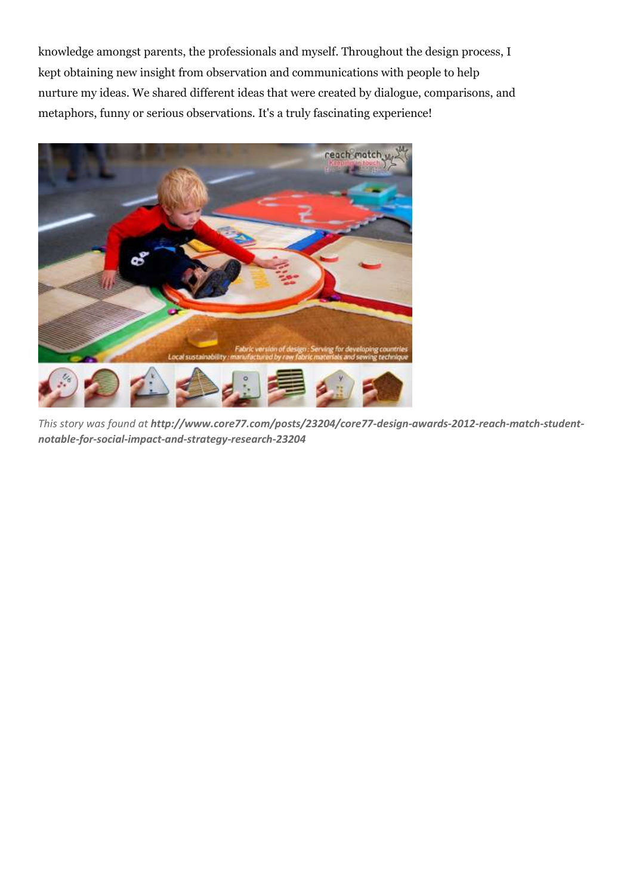knowledge amongst parents, the professionals and myself. Throughout the design process, I kept obtaining new insight from observation and communications with people to help nurture my ideas. We shared different ideas that were created by dialogue, comparisons, and metaphors, funny or serious observations. It's a truly fascinating experience!

*This story was found at **http://www.core77.com/posts/23204/core77-design-awards-2012-reach-match-student-notable-for-social-impact-and-strategy-research-23204***